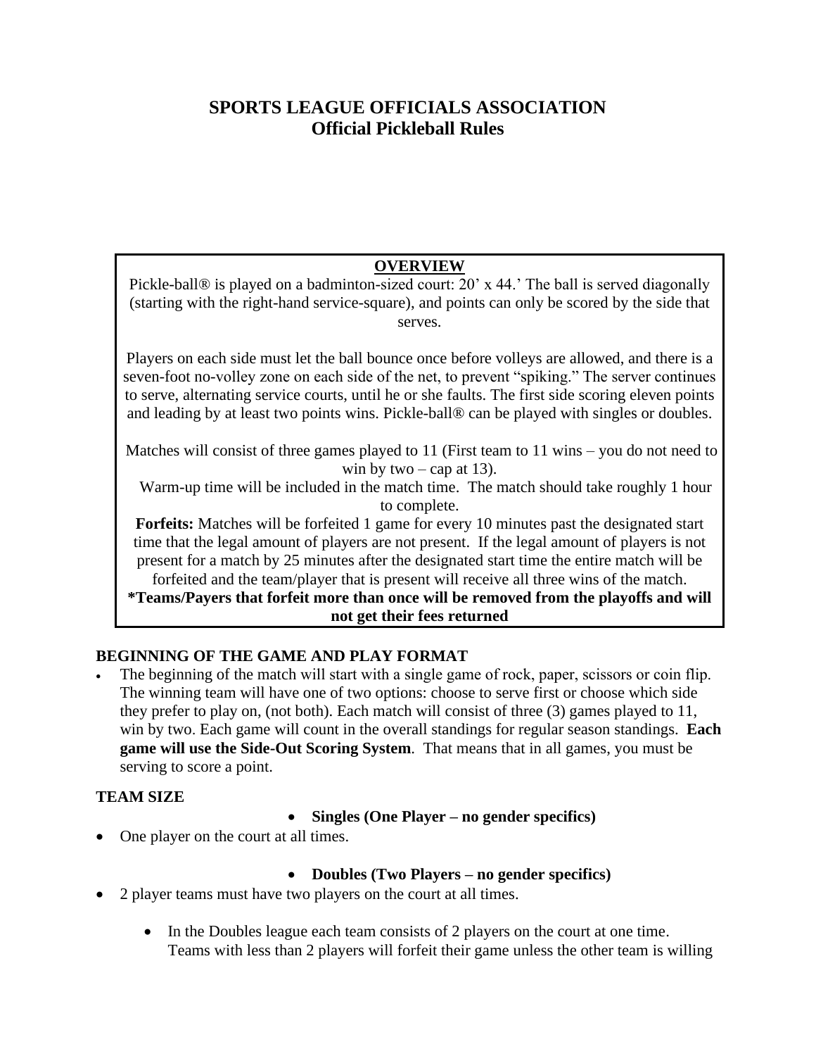# SPORTS LEAGUE OFFICIALS ASSOCIATION
## Official Pickleball Rules

### OVERVIEW

Pickle-ball® is played on a badminton-sized court: 20' x 44.' The ball is served diagonally (starting with the right-hand service-square), and points can only be scored by the side that serves.

Players on each side must let the ball bounce once before volleys are allowed, and there is a seven-foot no-volley zone on each side of the net, to prevent "spiking." The server continues to serve, alternating service courts, until he or she faults. The first side scoring eleven points and leading by at least two points wins. Pickle-ball® can be played with singles or doubles.

Matches will consist of three games played to 11 (First team to 11 wins – you do not need to win by two – cap at 13).

Warm-up time will be included in the match time. The match should take roughly 1 hour to complete.

**Forfeits:** Matches will be forfeited 1 game for every 10 minutes past the designated start time that the legal amount of players are not present. If the legal amount of players is not present for a match by 25 minutes after the designated start time the entire match will be forfeited and the team/player that is present will receive all three wins of the match.

**\*Teams/Payers that forfeit more than once will be removed from the playoffs and will not get their fees returned**

### BEGINNING OF THE GAME AND PLAY FORMAT

- The beginning of the match will start with a single game of rock, paper, scissors or coin flip. The winning team will have one of two options: choose to serve first or choose which side they prefer to play on, (not both). Each match will consist of three (3) games played to 11, win by two. Each game will count in the overall standings for regular season standings. **Each game will use the Side-Out Scoring System**. That means that in all games, you must be serving to score a point.

### TEAM SIZE

- **Singles (One Player – no gender specifics)**
- One player on the court at all times.

- **Doubles (Two Players – no gender specifics)**
- 2 player teams must have two players on the court at all times.
  - In the Doubles league each team consists of 2 players on the court at one time. Teams with less than 2 players will forfeit their game unless the other team is willing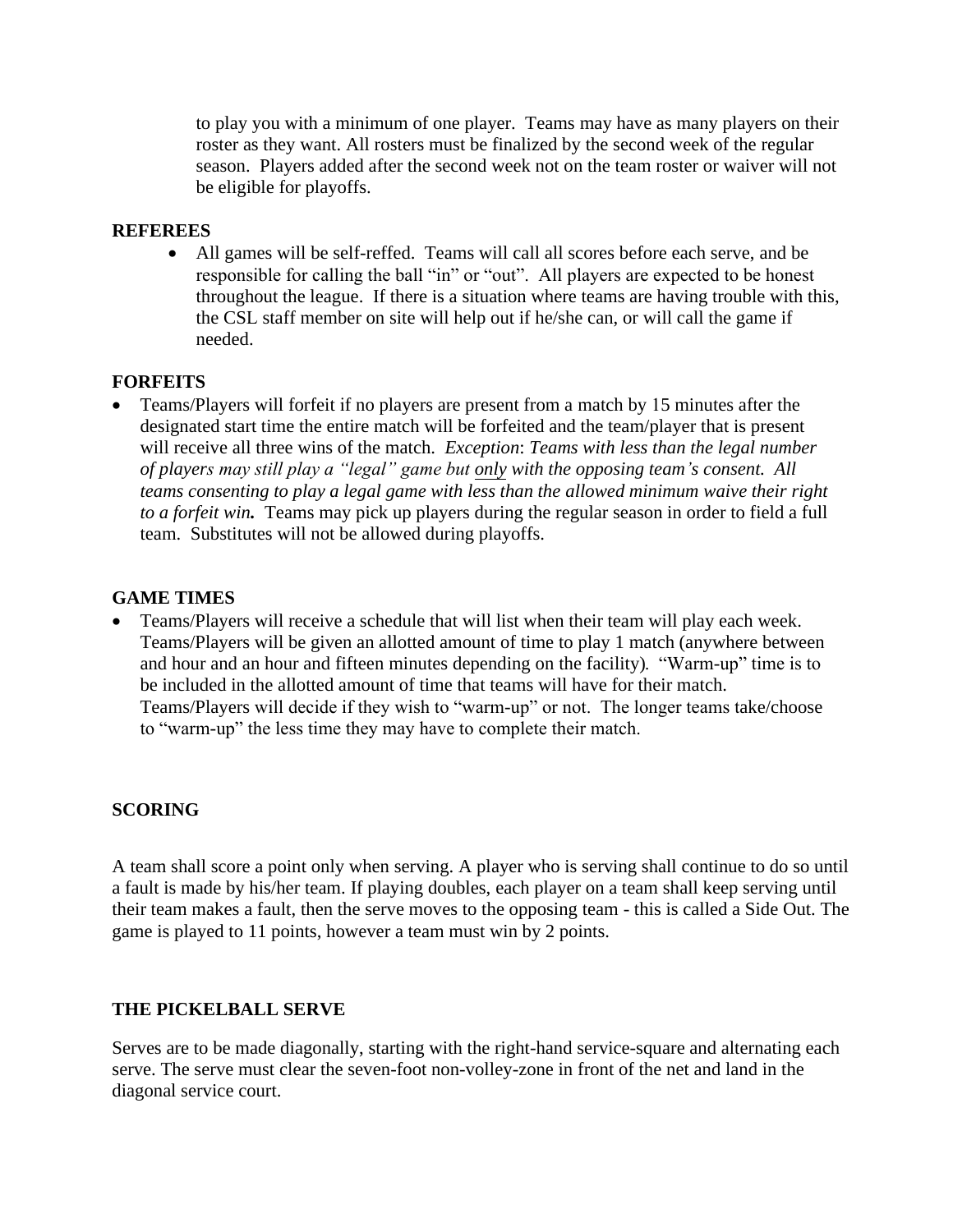to play you with a minimum of one player. Teams may have as many players on their roster as they want. All rosters must be finalized by the second week of the regular season. Players added after the second week not on the team roster or waiver will not be eligible for playoffs.

**REFEREES**

- All games will be self-reffed. Teams will call all scores before each serve, and be responsible for calling the ball "in" or "out". All players are expected to be honest throughout the league. If there is a situation where teams are having trouble with this, the CSL staff member on site will help out if he/she can, or will call the game if needed.

**FORFEITS**

- Teams/Players will forfeit if no players are present from a match by 15 minutes after the designated start time the entire match will be forfeited and the team/player that is present will receive all three wins of the match. *Exception*: *Teams with less than the legal number of players may still play a "legal" game but <u>only</u> with the opposing team's consent. All teams consenting to play a legal game with less than the allowed minimum waive their right to a forfeit win.* Teams may pick up players during the regular season in order to field a full team. Substitutes will not be allowed during playoffs.

**GAME TIMES**

- Teams/Players will receive a schedule that will list when their team will play each week. Teams/Players will be given an allotted amount of time to play 1 match (anywhere between and hour and an hour and fifteen minutes depending on the facility). "Warm-up" time is to be included in the allotted amount of time that teams will have for their match. Teams/Players will decide if they wish to "warm-up" or not. The longer teams take/choose to "warm-up" the less time they may have to complete their match.

**SCORING**

A team shall score a point only when serving. A player who is serving shall continue to do so until a fault is made by his/her team. If playing doubles, each player on a team shall keep serving until their team makes a fault, then the serve moves to the opposing team - this is called a Side Out. The game is played to 11 points, however a team must win by 2 points.

**THE PICKELBALL SERVE**

Serves are to be made diagonally, starting with the right-hand service-square and alternating each serve. The serve must clear the seven-foot non-volley-zone in front of the net and land in the diagonal service court.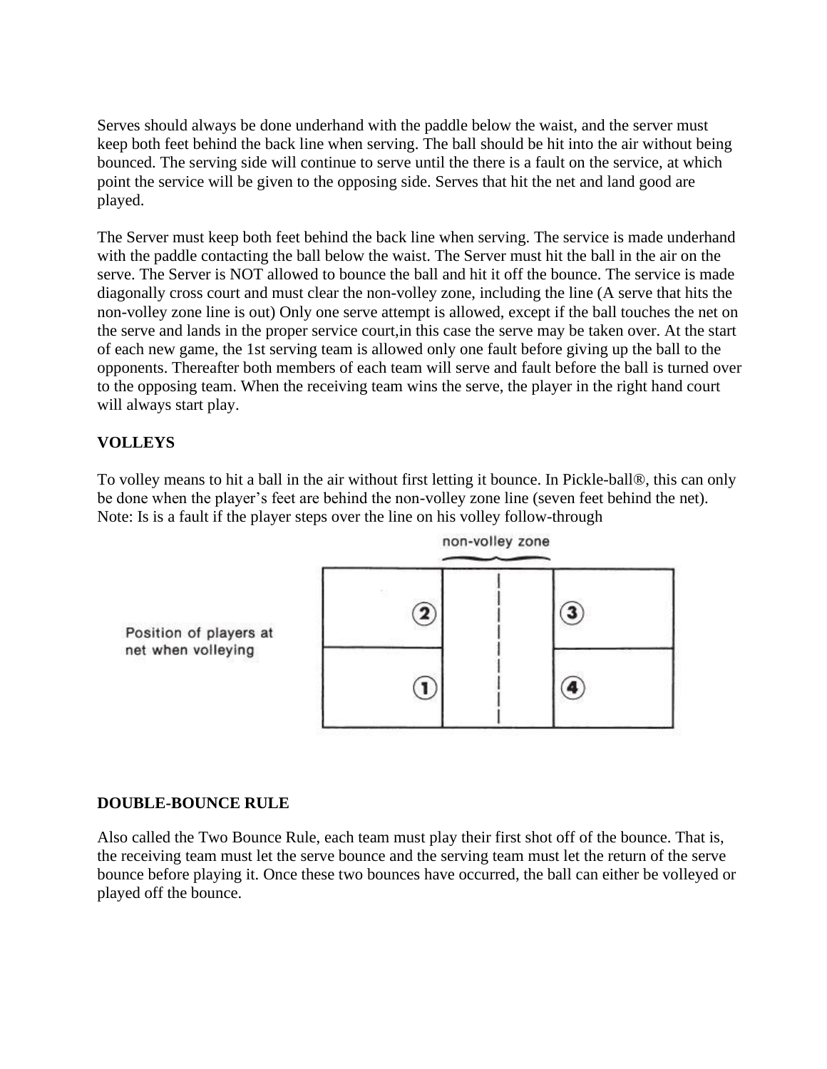Serves should always be done underhand with the paddle below the waist, and the server must keep both feet behind the back line when serving. The ball should be hit into the air without being bounced. The serving side will continue to serve until the there is a fault on the service, at which point the service will be given to the opposing side. Serves that hit the net and land good are played.

The Server must keep both feet behind the back line when serving. The service is made underhand with the paddle contacting the ball below the waist. The Server must hit the ball in the air on the serve. The Server is NOT allowed to bounce the ball and hit it off the bounce. The service is made diagonally cross court and must clear the non-volley zone, including the line (A serve that hits the non-volley zone line is out) Only one serve attempt is allowed, except if the ball touches the net on the serve and lands in the proper service court,in this case the serve may be taken over. At the start of each new game, the 1st serving team is allowed only one fault before giving up the ball to the opponents. Thereafter both members of each team will serve and fault before the ball is turned over to the opposing team. When the receiving team wins the serve, the player in the right hand court will always start play.

**VOLLEYS**

To volley means to hit a ball in the air without first letting it bounce. In Pickle-ball®, this can only be done when the player's feet are behind the non-volley zone line (seven feet behind the net). Note: Is is a fault if the player steps over the line on his volley follow-through

non-volley zone

Position of players at net when volleying

**DOUBLE-BOUNCE RULE**

Also called the Two Bounce Rule, each team must play their first shot off of the bounce. That is, the receiving team must let the serve bounce and the serving team must let the return of the serve bounce before playing it. Once these two bounces have occurred, the ball can either be volleyed or played off the bounce.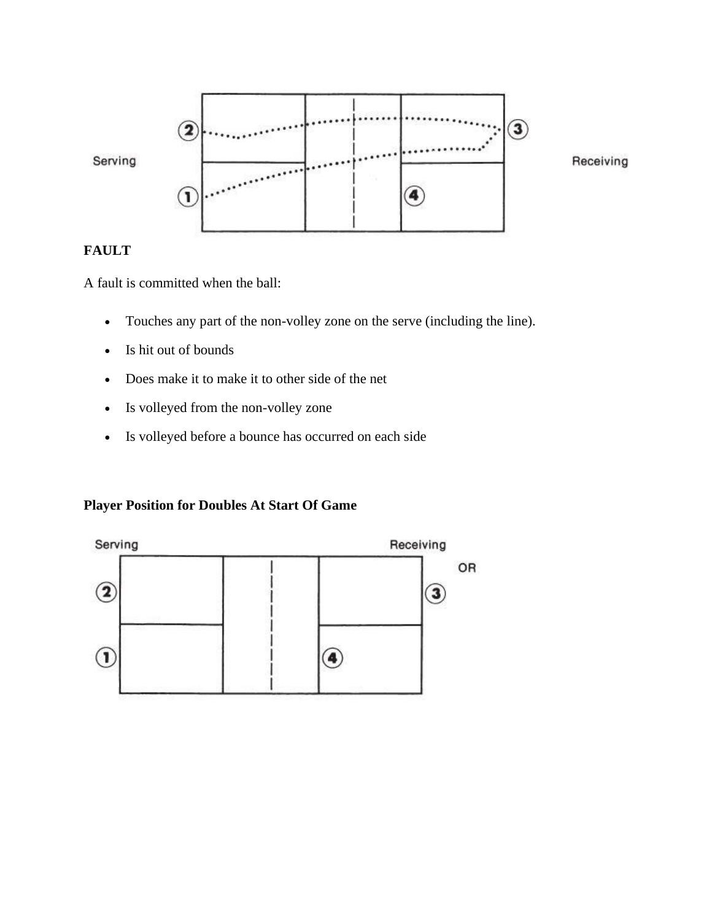Serving

Receiving

**FAULT**

A fault is committed when the ball:

- Touches any part of the non-volley zone on the serve (including the line).
- Is hit out of bounds
- Does make it to make it to other side of the net
- Is volleyed from the non-volley zone
- Is volleyed before a bounce has occurred on each side

**Player Position for Doubles At Start Of Game**

Serving

Receiving

OR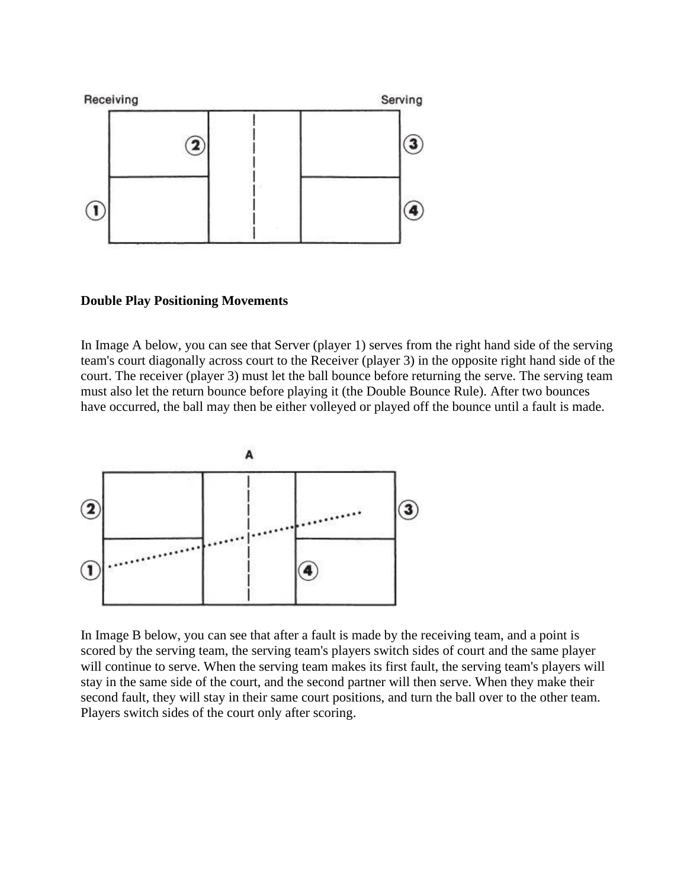Receiving

Serving

## Double Play Positioning Movements

In Image A below, you can see that Server (player 1) serves from the right hand side of the serving team's court diagonally across court to the Receiver (player 3) in the opposite right hand side of the court. The receiver (player 3) must let the ball bounce before returning the serve. The serving team must also let the return bounce before playing it (the Double Bounce Rule). After two bounces have occurred, the ball may then be either volleyed or played off the bounce until a fault is made.

A

In Image B below, you can see that after a fault is made by the receiving team, and a point is scored by the serving team, the serving team's players switch sides of court and the same player will continue to serve. When the serving team makes its first fault, the serving team's players will stay in the same side of the court, and the second partner will then serve. When they make their second fault, they will stay in their same court positions, and turn the ball over to the other team. Players switch sides of the court only after scoring.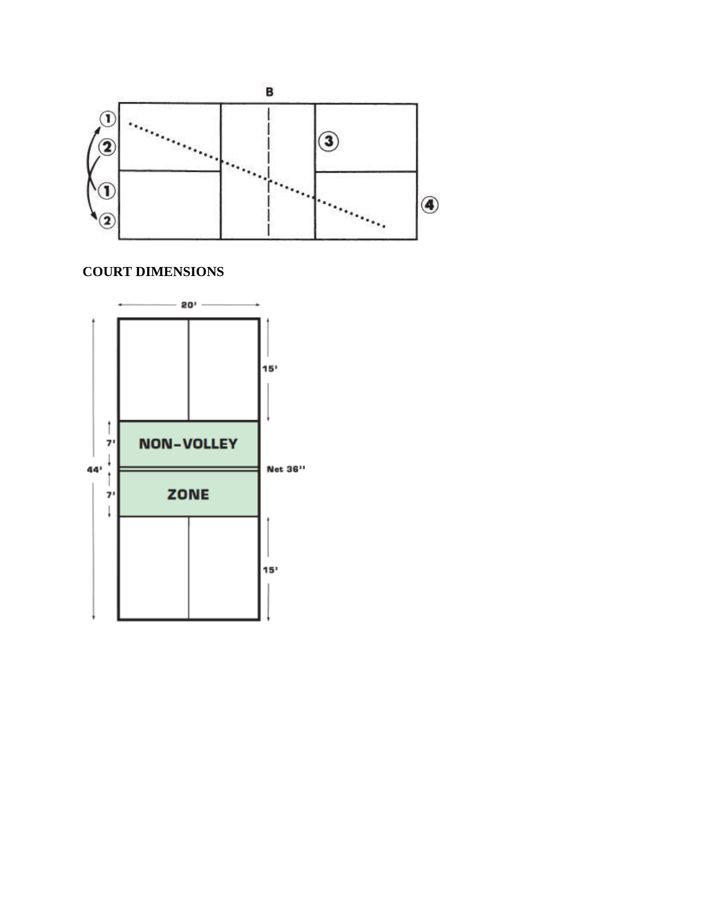## COURT DIMENSIONS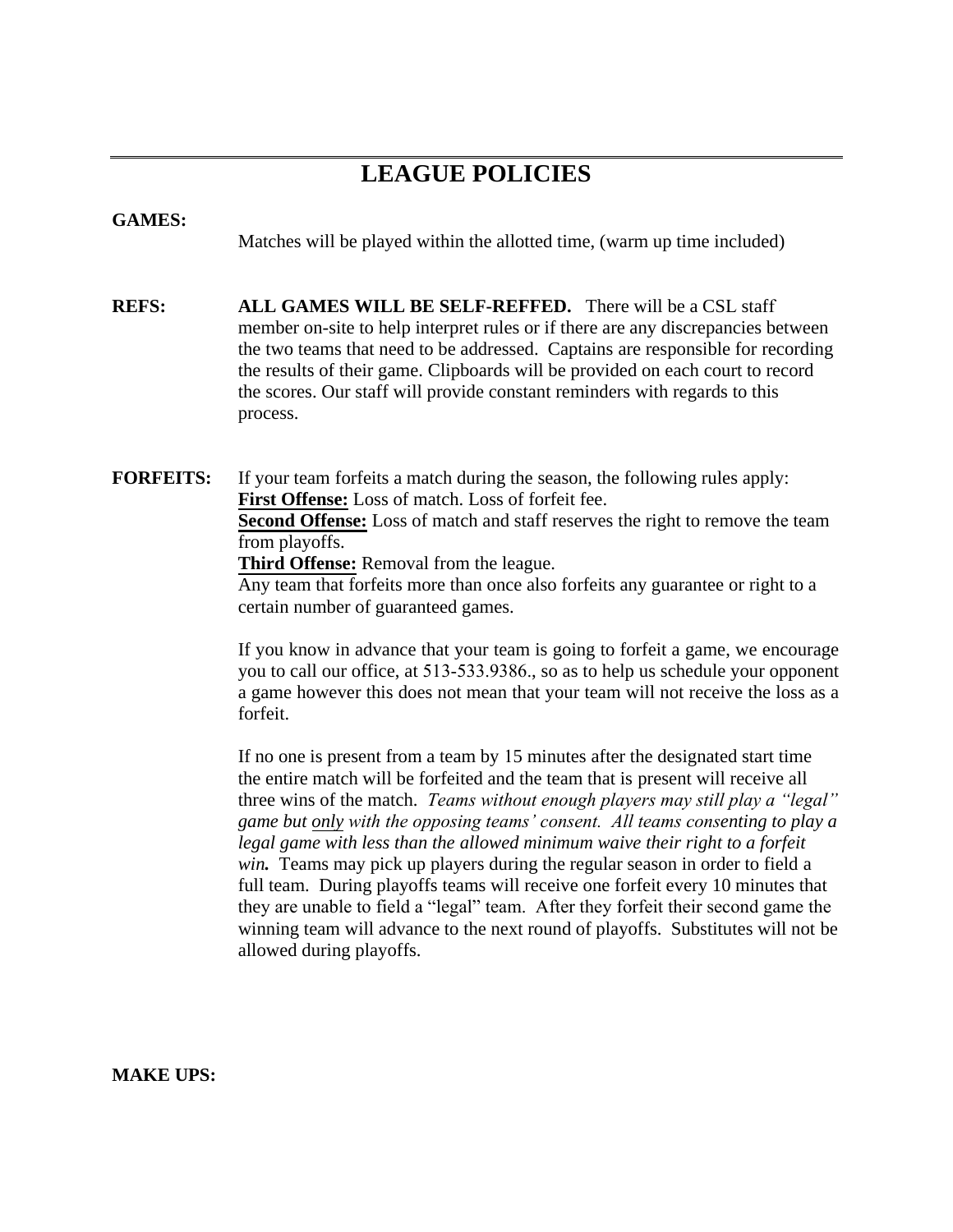# LEAGUE POLICIES

**GAMES:**

Matches will be played within the allotted time, (warm up time included)

**REFS:** **ALL GAMES WILL BE SELF-REFFED.** There will be a CSL staff member on-site to help interpret rules or if there are any discrepancies between the two teams that need to be addressed. Captains are responsible for recording the results of their game. Clipboards will be provided on each court to record the scores. Our staff will provide constant reminders with regards to this process.

**FORFEITS:** If your team forfeits a match during the season, the following rules apply:

**First Offense:** Loss of match. Loss of forfeit fee.
**Second Offense:** Loss of match and staff reserves the right to remove the team from playoffs.
**Third Offense:** Removal from the league.
Any team that forfeits more than once also forfeits any guarantee or right to a certain number of guaranteed games.

If you know in advance that your team is going to forfeit a game, we encourage you to call our office, at 513-533.9386., so as to help us schedule your opponent a game however this does not mean that your team will not receive the loss as a forfeit.

If no one is present from a team by 15 minutes after the designated start time the entire match will be forfeited and the team that is present will receive all three wins of the match. *Teams without enough players may still play a "legal" game but only with the opposing teams' consent. All teams consenting to play a legal game with less than the allowed minimum waive their right to a forfeit win.* Teams may pick up players during the regular season in order to field a full team. During playoffs teams will receive one forfeit every 10 minutes that they are unable to field a "legal" team. After they forfeit their second game the winning team will advance to the next round of playoffs. Substitutes will not be allowed during playoffs.

**MAKE UPS:**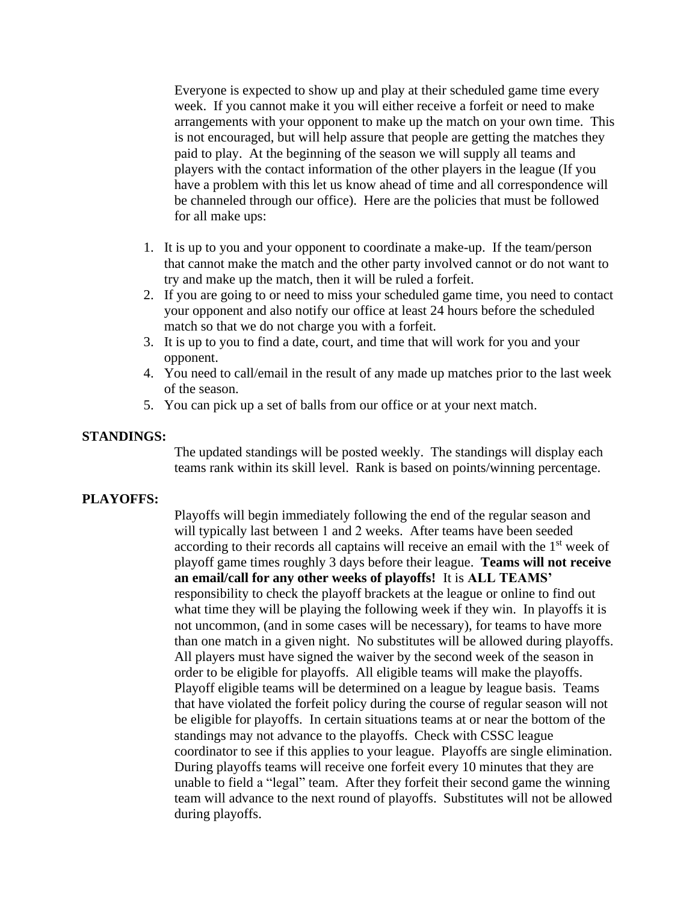Everyone is expected to show up and play at their scheduled game time every week. If you cannot make it you will either receive a forfeit or need to make arrangements with your opponent to make up the match on your own time. This is not encouraged, but will help assure that people are getting the matches they paid to play. At the beginning of the season we will supply all teams and players with the contact information of the other players in the league (If you have a problem with this let us know ahead of time and all correspondence will be channeled through our office). Here are the policies that must be followed for all make ups:

1. It is up to you and your opponent to coordinate a make-up. If the team/person that cannot make the match and the other party involved cannot or do not want to try and make up the match, then it will be ruled a forfeit.
2. If you are going to or need to miss your scheduled game time, you need to contact your opponent and also notify our office at least 24 hours before the scheduled match so that we do not charge you with a forfeit.
3. It is up to you to find a date, court, and time that will work for you and your opponent.
4. You need to call/email in the result of any made up matches prior to the last week of the season.
5. You can pick up a set of balls from our office or at your next match.

**STANDINGS:**

The updated standings will be posted weekly. The standings will display each teams rank within its skill level. Rank is based on points/winning percentage.

**PLAYOFFS:**

Playoffs will begin immediately following the end of the regular season and will typically last between 1 and 2 weeks. After teams have been seeded according to their records all captains will receive an email with the 1st week of playoff game times roughly 3 days before their league. **Teams will not receive an email/call for any other weeks of playoffs!** It is **ALL TEAMS'** responsibility to check the playoff brackets at the league or online to find out what time they will be playing the following week if they win. In playoffs it is not uncommon, (and in some cases will be necessary), for teams to have more than one match in a given night. No substitutes will be allowed during playoffs. All players must have signed the waiver by the second week of the season in order to be eligible for playoffs. All eligible teams will make the playoffs. Playoff eligible teams will be determined on a league by league basis. Teams that have violated the forfeit policy during the course of regular season will not be eligible for playoffs. In certain situations teams at or near the bottom of the standings may not advance to the playoffs. Check with CSSC league coordinator to see if this applies to your league. Playoffs are single elimination. During playoffs teams will receive one forfeit every 10 minutes that they are unable to field a "legal" team. After they forfeit their second game the winning team will advance to the next round of playoffs. Substitutes will not be allowed during playoffs.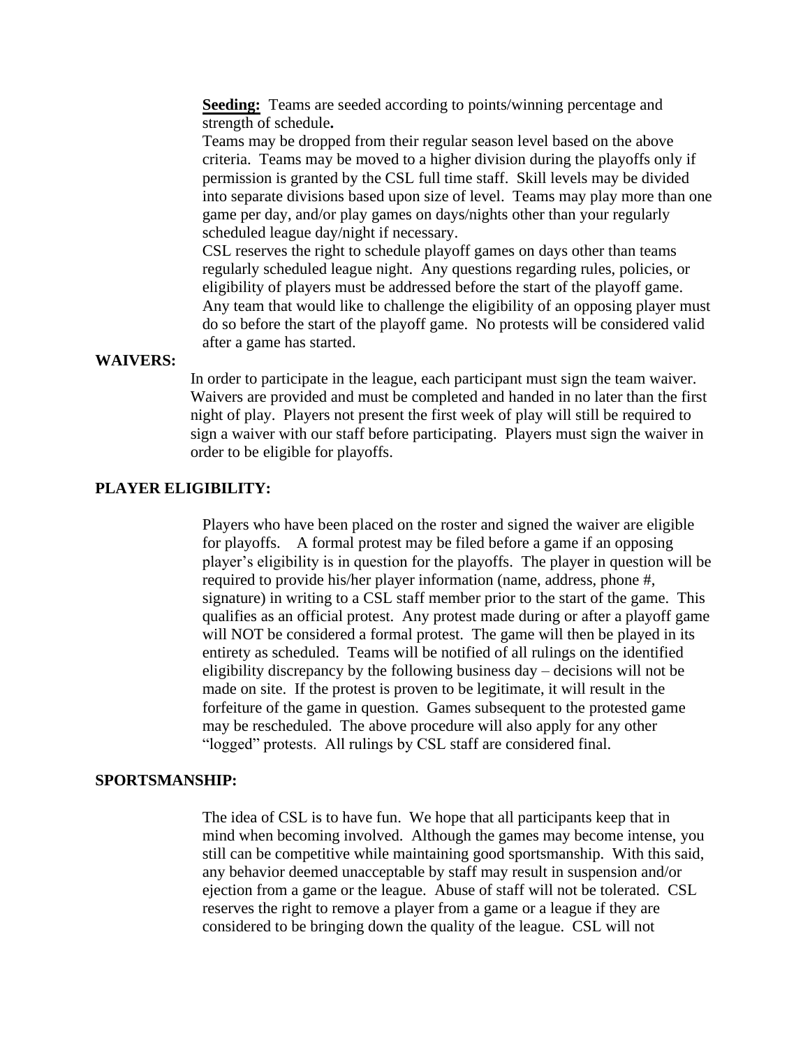**Seeding:** Teams are seeded according to points/winning percentage and strength of schedule**.**

Teams may be dropped from their regular season level based on the above criteria. Teams may be moved to a higher division during the playoffs only if permission is granted by the CSL full time staff. Skill levels may be divided into separate divisions based upon size of level. Teams may play more than one game per day, and/or play games on days/nights other than your regularly scheduled league day/night if necessary.

CSL reserves the right to schedule playoff games on days other than teams regularly scheduled league night. Any questions regarding rules, policies, or eligibility of players must be addressed before the start of the playoff game. Any team that would like to challenge the eligibility of an opposing player must do so before the start of the playoff game. No protests will be considered valid after a game has started.

**WAIVERS:**

In order to participate in the league, each participant must sign the team waiver. Waivers are provided and must be completed and handed in no later than the first night of play. Players not present the first week of play will still be required to sign a waiver with our staff before participating. Players must sign the waiver in order to be eligible for playoffs.

**PLAYER ELIGIBILITY:**

Players who have been placed on the roster and signed the waiver are eligible for playoffs. A formal protest may be filed before a game if an opposing player's eligibility is in question for the playoffs. The player in question will be required to provide his/her player information (name, address, phone #, signature) in writing to a CSL staff member prior to the start of the game. This qualifies as an official protest. Any protest made during or after a playoff game will NOT be considered a formal protest. The game will then be played in its entirety as scheduled. Teams will be notified of all rulings on the identified eligibility discrepancy by the following business day – decisions will not be made on site. If the protest is proven to be legitimate, it will result in the forfeiture of the game in question. Games subsequent to the protested game may be rescheduled. The above procedure will also apply for any other "logged" protests. All rulings by CSL staff are considered final.

**SPORTSMANSHIP:**

The idea of CSL is to have fun. We hope that all participants keep that in mind when becoming involved. Although the games may become intense, you still can be competitive while maintaining good sportsmanship. With this said, any behavior deemed unacceptable by staff may result in suspension and/or ejection from a game or the league. Abuse of staff will not be tolerated. CSL reserves the right to remove a player from a game or a league if they are considered to be bringing down the quality of the league. CSL will not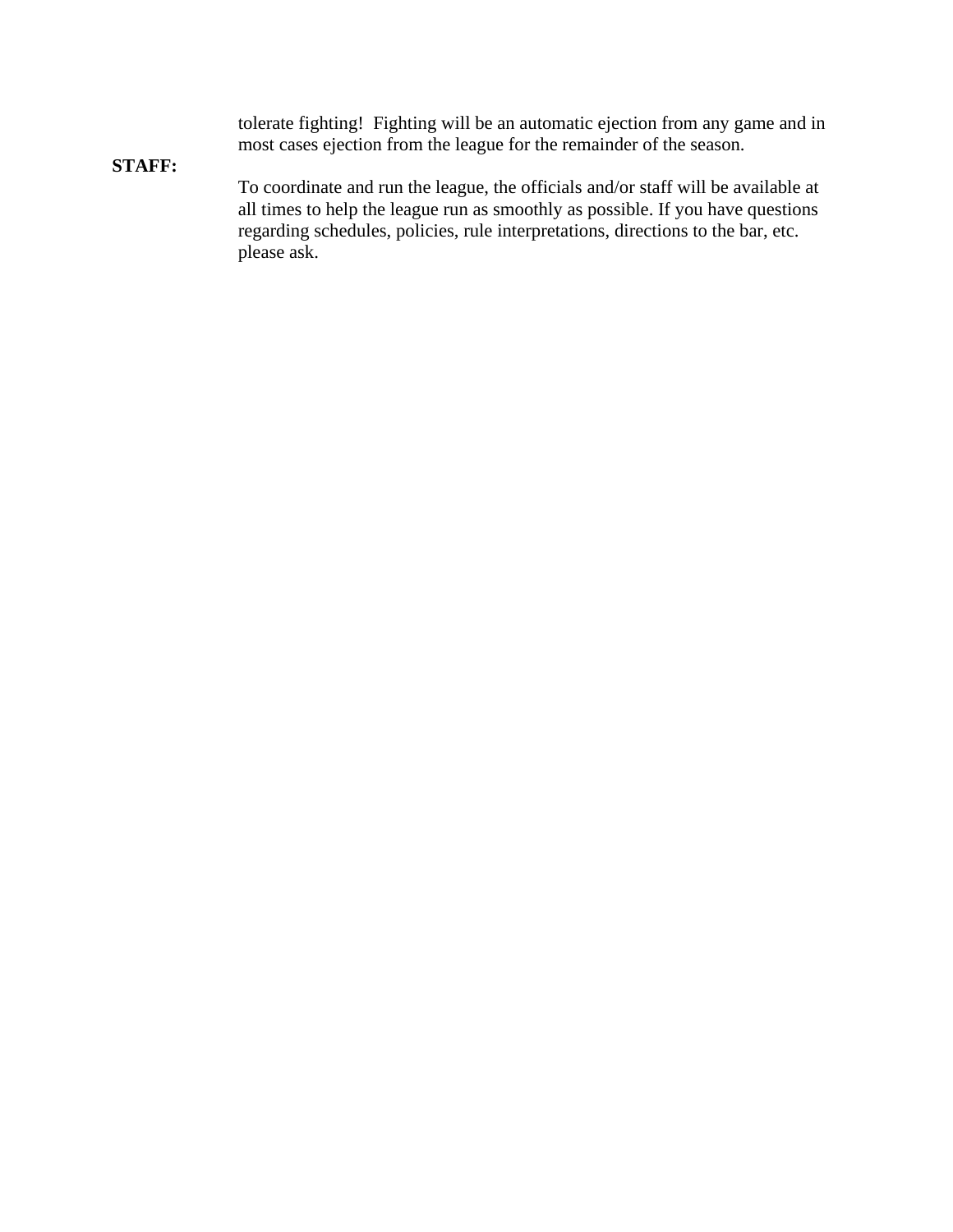tolerate fighting!  Fighting will be an automatic ejection from any game and in most cases ejection from the league for the remainder of the season.

**STAFF:**

To coordinate and run the league, the officials and/or staff will be available at all times to help the league run as smoothly as possible. If you have questions regarding schedules, policies, rule interpretations, directions to the bar, etc. please ask.